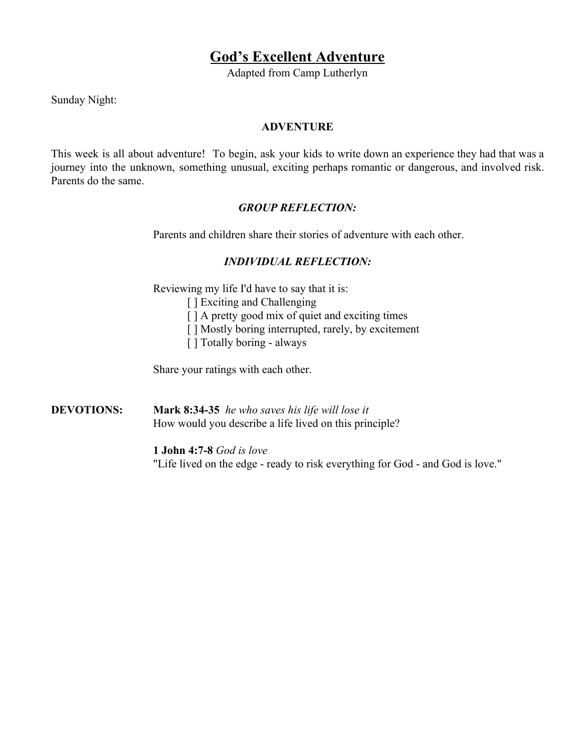# God's Excellent Adventure

Adapted from Camp Lutherlyn

Sunday Night:

## ADVENTURE

This week is all about adventure! To begin, ask your kids to write down an experience they had that was a journey into the unknown, something unusual, exciting perhaps romantic or dangerous, and involved risk. Parents do the same.

### *GROUP REFLECTION:*

Parents and children share their stories of adventure with each other.

### *INDIVIDUAL REFLECTION:*

Reviewing my life I'd have to say that it is:

- [ ] Exciting and Challenging
- [ ] A pretty good mix of quiet and exciting times
- [ ] Mostly boring interrupted, rarely, by excitement
- [ ] Totally boring - always

Share your ratings with each other.

**DEVOTIONS:**

**Mark 8:34-35** *he who saves his life will lose it*
How would you describe a life lived on this principle?

**1 John 4:7-8** *God is love*
"Life lived on the edge - ready to risk everything for God - and God is love."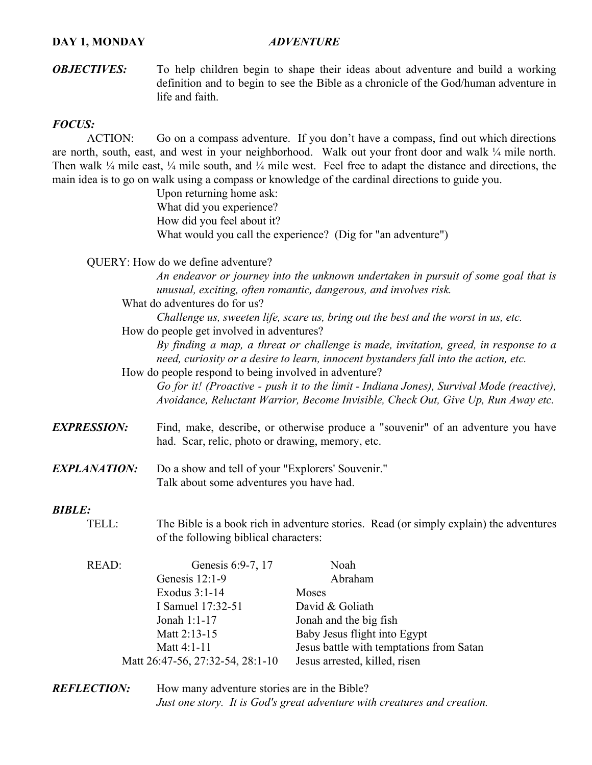**DAY 1, MONDAY** ***ADVENTURE***

***OBJECTIVES:*** To help children begin to shape their ideas about adventure and build a working definition and to begin to see the Bible as a chronicle of the God/human adventure in life and faith.

***FOCUS:***

ACTION: Go on a compass adventure. If you don't have a compass, find out which directions are north, south, east, and west in your neighborhood. Walk out your front door and walk ¼ mile north. Then walk ¼ mile east, ¼ mile south, and ¼ mile west. Feel free to adapt the distance and directions, the main idea is to go on walk using a compass or knowledge of the cardinal directions to guide you.

Upon returning home ask:
What did you experience?
How did you feel about it?
What would you call the experience? (Dig for "an adventure")

QUERY: How do we define adventure?

*An endeavor or journey into the unknown undertaken in pursuit of some goal that is unusual, exciting, often romantic, dangerous, and involves risk.*

What do adventures do for us?

*Challenge us, sweeten life, scare us, bring out the best and the worst in us, etc.*

How do people get involved in adventures?

*By finding a map, a threat or challenge is made, invitation, greed, in response to a need, curiosity or a desire to learn, innocent bystanders fall into the action, etc.*

How do people respond to being involved in adventure?

*Go for it! (Proactive - push it to the limit - Indiana Jones), Survival Mode (reactive), Avoidance, Reluctant Warrior, Become Invisible, Check Out, Give Up, Run Away etc.*

***EXPRESSION:*** Find, make, describe, or otherwise produce a "souvenir" of an adventure you have had. Scar, relic, photo or drawing, memory, etc.

***EXPLANATION:*** Do a show and tell of your "Explorers' Souvenir."
Talk about some adventures you have had.

***BIBLE:***

TELL: The Bible is a book rich in adventure stories. Read (or simply explain) the adventures of the following biblical characters:

READ:

| | |
|---|---|
| Genesis 6:9-7, 17 | Noah |
| Genesis 12:1-9 | Abraham |
| Exodus 3:1-14 | Moses |
| I Samuel 17:32-51 | David & Goliath |
| Jonah 1:1-17 | Jonah and the big fish |
| Matt 2:13-15 | Baby Jesus flight into Egypt |
| Matt 4:1-11 | Jesus battle with temptations from Satan |
| Matt 26:47-56, 27:32-54, 28:1-10 | Jesus arrested, killed, risen |

***REFLECTION:*** How many adventure stories are in the Bible?
*Just one story. It is God's great adventure with creatures and creation.*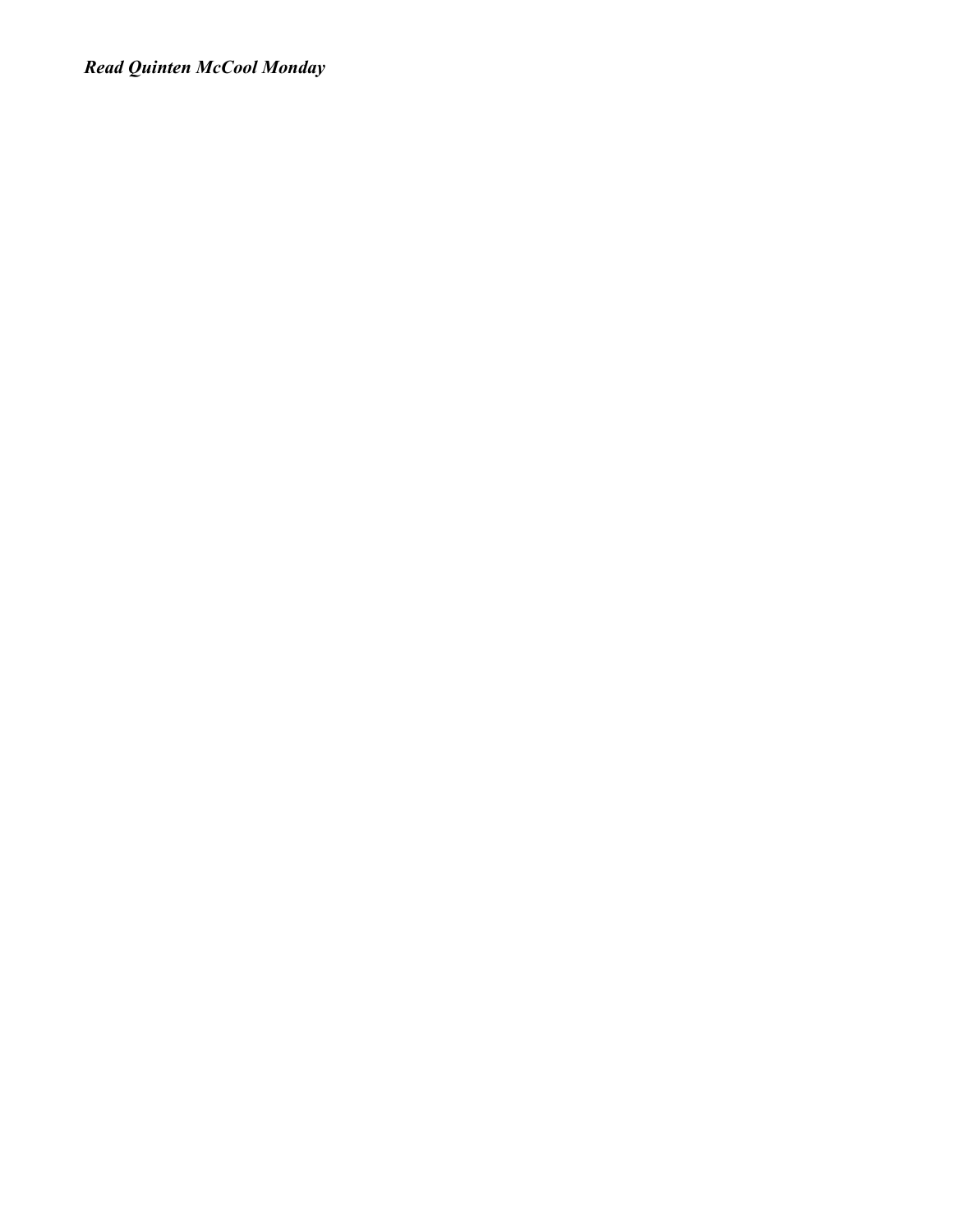***Read Quinten McCool Monday***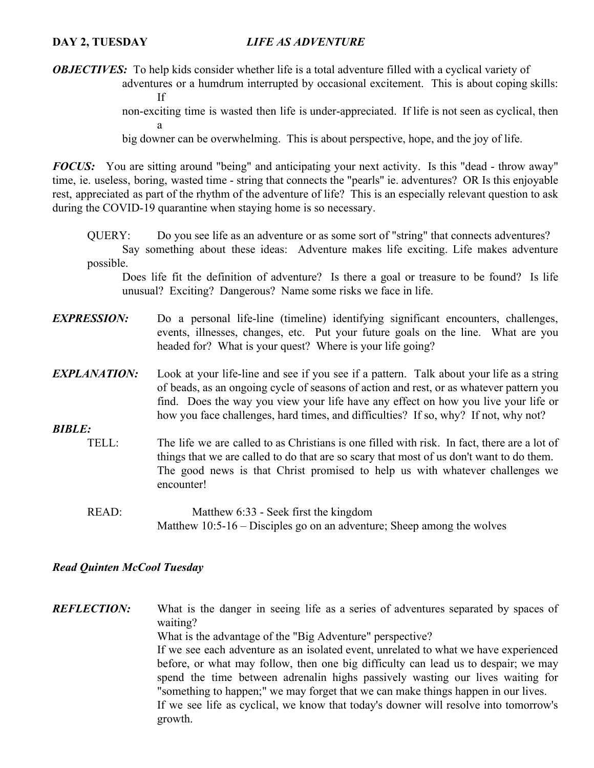**DAY 2, TUESDAY** *LIFE AS ADVENTURE*

***OBJECTIVES:*** To help kids consider whether life is a total adventure filled with a cyclical variety of adventures or a humdrum interrupted by occasional excitement. This is about coping skills: If non-exciting time is wasted then life is under-appreciated. If life is not seen as cyclical, then a big downer can be overwhelming. This is about perspective, hope, and the joy of life.

***FOCUS:*** You are sitting around "being" and anticipating your next activity. Is this "dead - throw away" time, ie. useless, boring, wasted time - string that connects the "pearls" ie. adventures? OR Is this enjoyable rest, appreciated as part of the rhythm of the adventure of life? This is an especially relevant question to ask during the COVID-19 quarantine when staying home is so necessary.

QUERY: Do you see life as an adventure or as some sort of "string" that connects adventures?
Say something about these ideas: Adventure makes life exciting. Life makes adventure possible.
Does life fit the definition of adventure? Is there a goal or treasure to be found? Is life unusual? Exciting? Dangerous? Name some risks we face in life.

***EXPRESSION:*** Do a personal life-line (timeline) identifying significant encounters, challenges, events, illnesses, changes, etc. Put your future goals on the line. What are you headed for? What is your quest? Where is your life going?

***EXPLANATION:*** Look at your life-line and see if you see if a pattern. Talk about your life as a string of beads, as an ongoing cycle of seasons of action and rest, or as whatever pattern you find. Does the way you view your life have any effect on how you live your life or how you face challenges, hard times, and difficulties? If so, why? If not, why not?

***BIBLE:***

TELL: The life we are called to as Christians is one filled with risk. In fact, there are a lot of things that we are called to do that are so scary that most of us don't want to do them. The good news is that Christ promised to help us with whatever challenges we encounter!

READ: Matthew 6:33 - Seek first the kingdom
Matthew 10:5-16 – Disciples go on an adventure; Sheep among the wolves

***Read Quinten McCool Tuesday***

***REFLECTION:*** What is the danger in seeing life as a series of adventures separated by spaces of waiting?
What is the advantage of the "Big Adventure" perspective?
If we see each adventure as an isolated event, unrelated to what we have experienced before, or what may follow, then one big difficulty can lead us to despair; we may spend the time between adrenalin highs passively wasting our lives waiting for "something to happen;" we may forget that we can make things happen in our lives.
If we see life as cyclical, we know that today's downer will resolve into tomorrow's growth.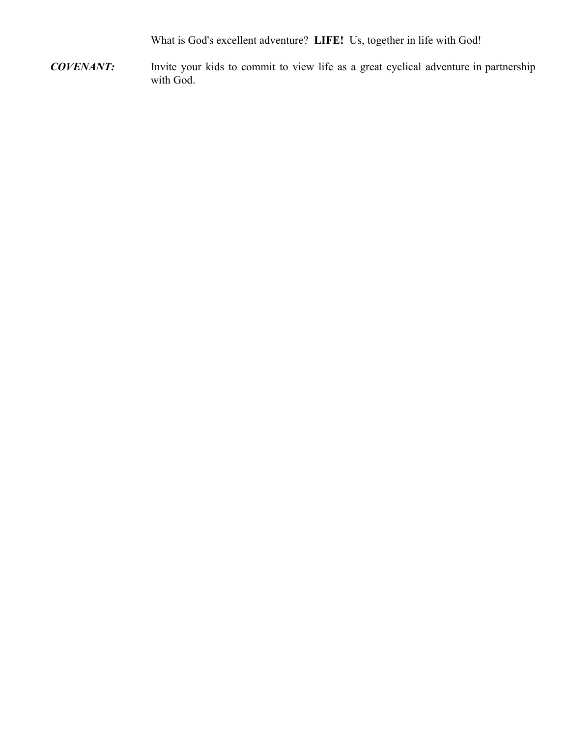What is God's excellent adventure? **LIFE!** Us, together in life with God!

***COVENANT:*** Invite your kids to commit to view life as a great cyclical adventure in partnership with God.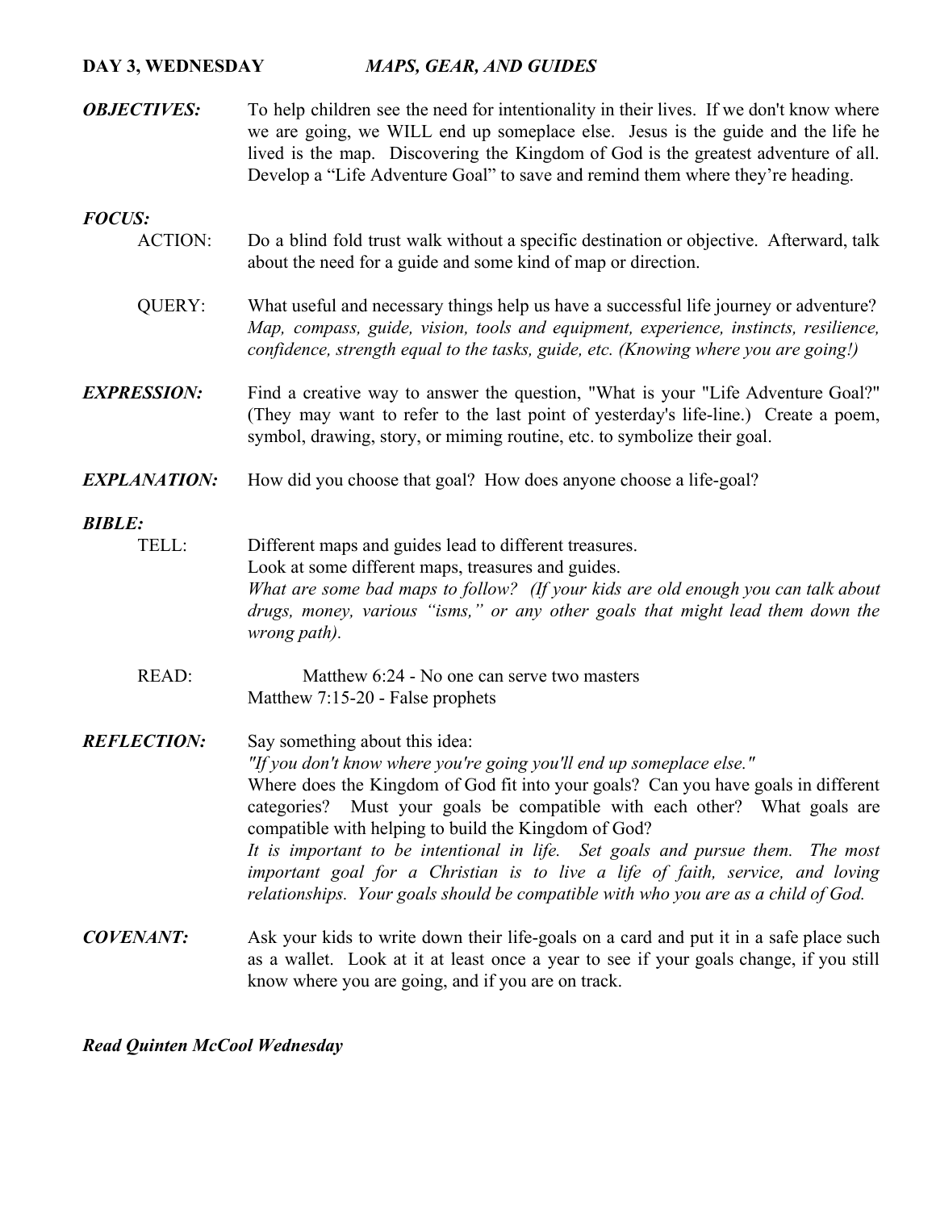**DAY 3, WEDNESDAY** ***MAPS, GEAR, AND GUIDES***

***OBJECTIVES:*** To help children see the need for intentionality in their lives. If we don't know where we are going, we WILL end up someplace else. Jesus is the guide and the life he lived is the map. Discovering the Kingdom of God is the greatest adventure of all. Develop a "Life Adventure Goal" to save and remind them where they're heading.

***FOCUS:***

ACTION: Do a blind fold trust walk without a specific destination or objective. Afterward, talk about the need for a guide and some kind of map or direction.

QUERY: What useful and necessary things help us have a successful life journey or adventure? *Map, compass, guide, vision, tools and equipment, experience, instincts, resilience, confidence, strength equal to the tasks, guide, etc. (Knowing where you are going!)*

***EXPRESSION:*** Find a creative way to answer the question, "What is your "Life Adventure Goal?" (They may want to refer to the last point of yesterday's life-line.) Create a poem, symbol, drawing, story, or miming routine, etc. to symbolize their goal.

***EXPLANATION:*** How did you choose that goal? How does anyone choose a life-goal?

***BIBLE:***

TELL: Different maps and guides lead to different treasures.
Look at some different maps, treasures and guides.
*What are some bad maps to follow? (If your kids are old enough you can talk about drugs, money, various "isms," or any other goals that might lead them down the wrong path).*

READ: Matthew 6:24 - No one can serve two masters
Matthew 7:15-20 - False prophets

***REFLECTION:*** Say something about this idea:
*"If you don't know where you're going you'll end up someplace else."*
Where does the Kingdom of God fit into your goals? Can you have goals in different categories? Must your goals be compatible with each other? What goals are compatible with helping to build the Kingdom of God?
*It is important to be intentional in life. Set goals and pursue them. The most important goal for a Christian is to live a life of faith, service, and loving relationships. Your goals should be compatible with who you are as a child of God.*

***COVENANT:*** Ask your kids to write down their life-goals on a card and put it in a safe place such as a wallet. Look at it at least once a year to see if your goals change, if you still know where you are going, and if you are on track.

***Read Quinten McCool Wednesday***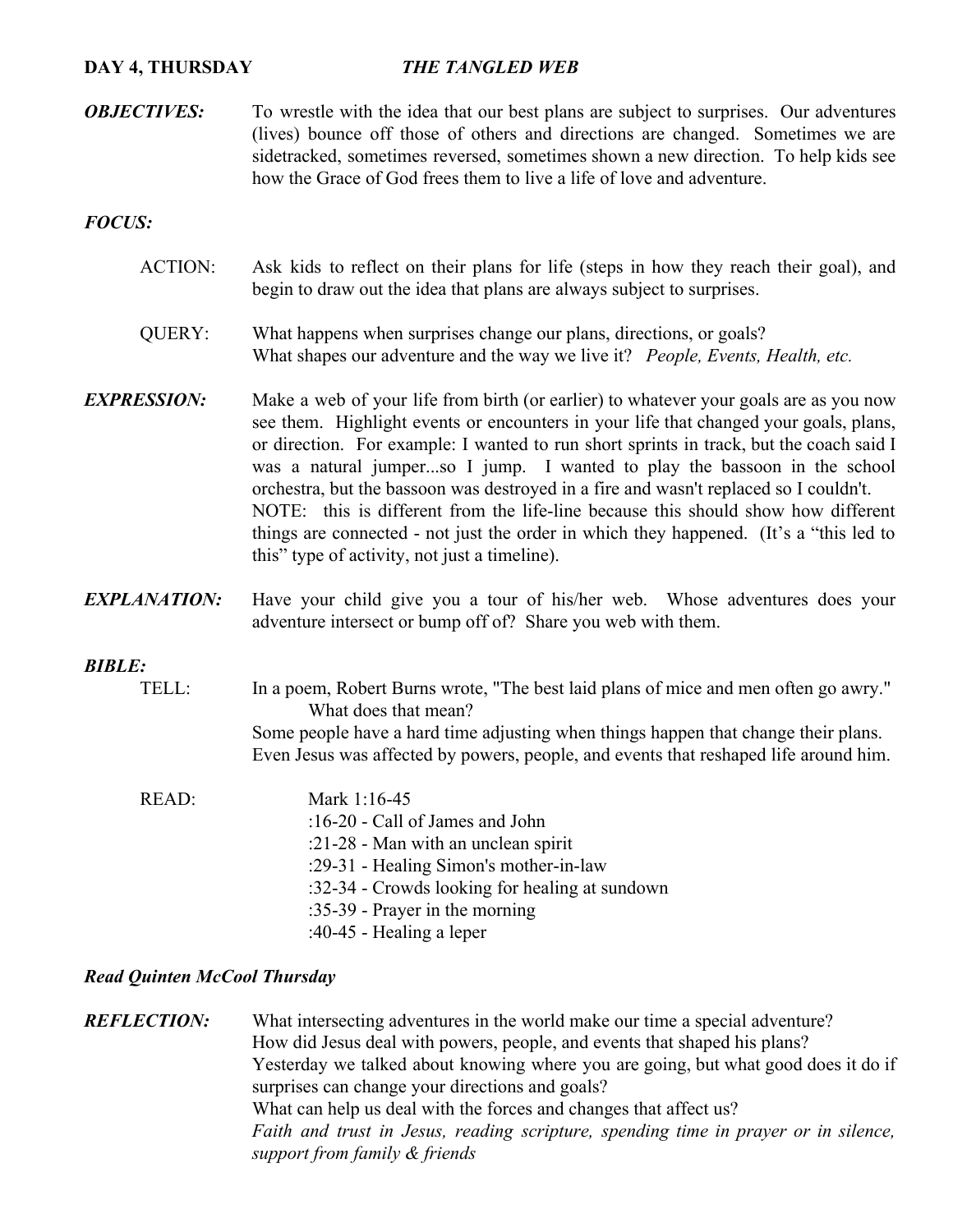**DAY 4, THURSDAY** ***THE TANGLED WEB***

***OBJECTIVES:*** To wrestle with the idea that our best plans are subject to surprises. Our adventures (lives) bounce off those of others and directions are changed. Sometimes we are sidetracked, sometimes reversed, sometimes shown a new direction. To help kids see how the Grace of God frees them to live a life of love and adventure.

***FOCUS:***

ACTION: Ask kids to reflect on their plans for life (steps in how they reach their goal), and begin to draw out the idea that plans are always subject to surprises.

QUERY: What happens when surprises change our plans, directions, or goals?
What shapes our adventure and the way we live it? *People, Events, Health, etc.*

***EXPRESSION:*** Make a web of your life from birth (or earlier) to whatever your goals are as you now see them. Highlight events or encounters in your life that changed your goals, plans, or direction. For example: I wanted to run short sprints in track, but the coach said I was a natural jumper...so I jump. I wanted to play the bassoon in the school orchestra, but the bassoon was destroyed in a fire and wasn't replaced so I couldn't.
NOTE: this is different from the life-line because this should show how different things are connected - not just the order in which they happened. (It's a "this led to this" type of activity, not just a timeline).

***EXPLANATION:*** Have your child give you a tour of his/her web. Whose adventures does your adventure intersect or bump off of? Share you web with them.

***BIBLE:***

TELL: In a poem, Robert Burns wrote, "The best laid plans of mice and men often go awry."
What does that mean?
Some people have a hard time adjusting when things happen that change their plans.
Even Jesus was affected by powers, people, and events that reshaped life around him.

READ: Mark 1:16-45
:16-20 - Call of James and John
:21-28 - Man with an unclean spirit
:29-31 - Healing Simon's mother-in-law
:32-34 - Crowds looking for healing at sundown
:35-39 - Prayer in the morning
:40-45 - Healing a leper

***Read Quinten McCool Thursday***

***REFLECTION:*** What intersecting adventures in the world make our time a special adventure?
How did Jesus deal with powers, people, and events that shaped his plans?
Yesterday we talked about knowing where you are going, but what good does it do if surprises can change your directions and goals?
What can help us deal with the forces and changes that affect us?
*Faith and trust in Jesus, reading scripture, spending time in prayer or in silence, support from family & friends*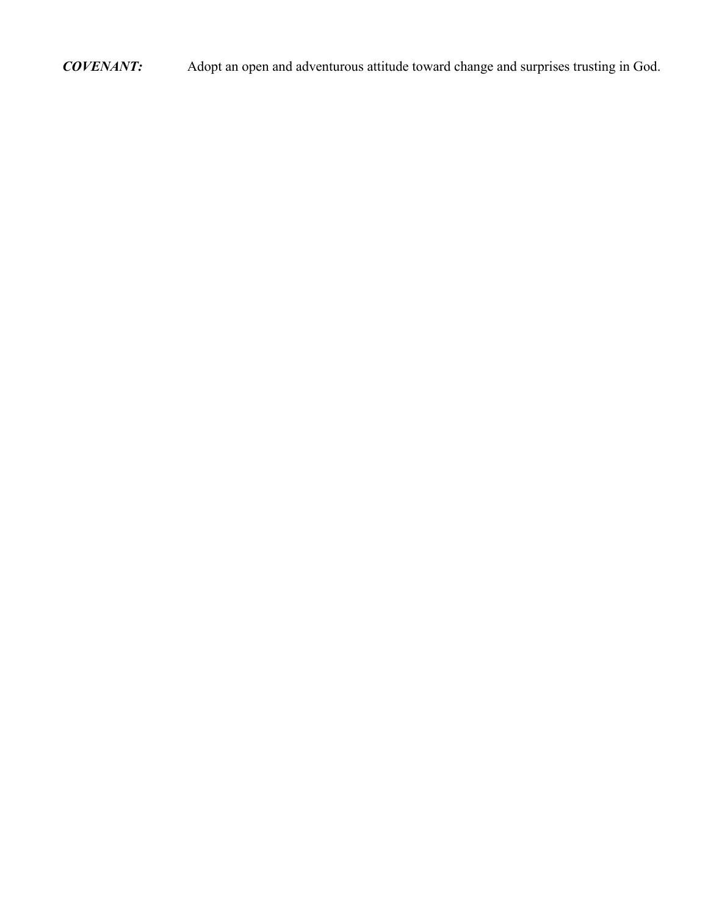***COVENANT:*** Adopt an open and adventurous attitude toward change and surprises trusting in God.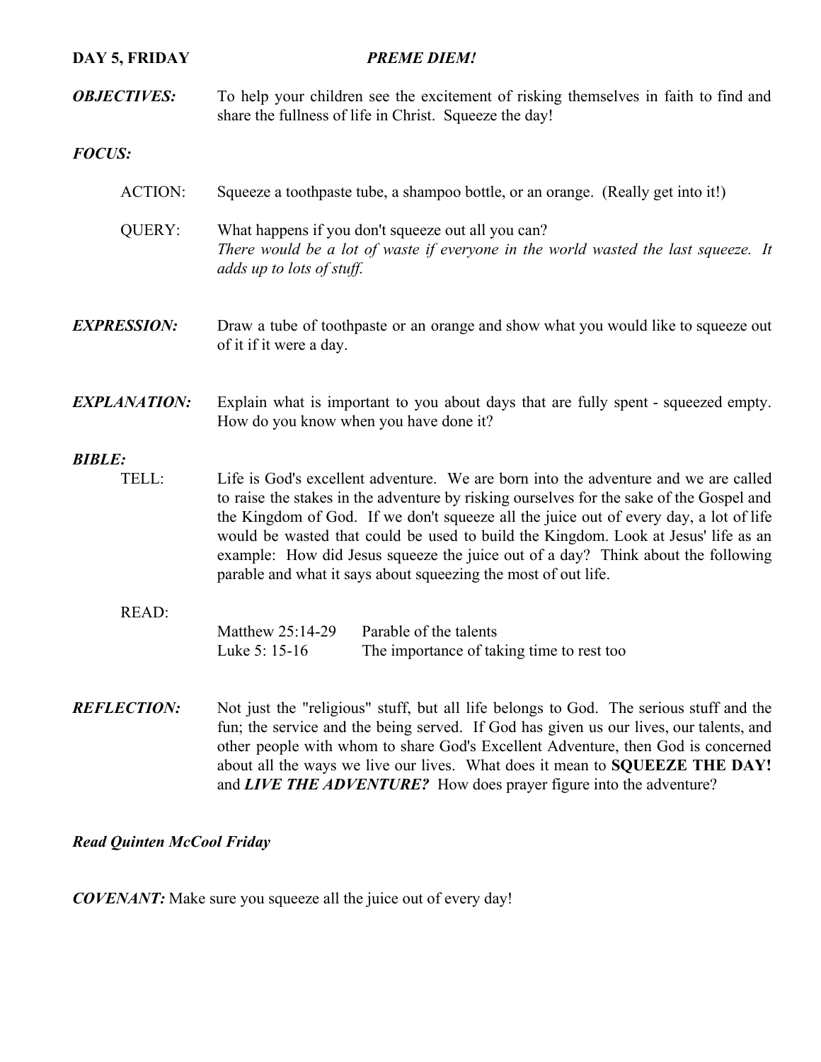**DAY 5, FRIDAY** ***PREME DIEM!***

***OBJECTIVES:*** To help your children see the excitement of risking themselves in faith to find and share the fullness of life in Christ. Squeeze the day!

***FOCUS:***

ACTION: Squeeze a toothpaste tube, a shampoo bottle, or an orange. (Really get into it!)

QUERY: What happens if you don't squeeze out all you can?
*There would be a lot of waste if everyone in the world wasted the last squeeze. It adds up to lots of stuff.*

***EXPRESSION:*** Draw a tube of toothpaste or an orange and show what you would like to squeeze out of it if it were a day.

***EXPLANATION:*** Explain what is important to you about days that are fully spent - squeezed empty. How do you know when you have done it?

***BIBLE:***

TELL: Life is God's excellent adventure. We are born into the adventure and we are called to raise the stakes in the adventure by risking ourselves for the sake of the Gospel and the Kingdom of God. If we don't squeeze all the juice out of every day, a lot of life would be wasted that could be used to build the Kingdom. Look at Jesus' life as an example: How did Jesus squeeze the juice out of a day? Think about the following parable and what it says about squeezing the most of out life.

READ:

| | |
|---|---|
| Matthew 25:14-29 | Parable of the talents |
| Luke 5: 15-16 | The importance of taking time to rest too |

***REFLECTION:*** Not just the "religious" stuff, but all life belongs to God. The serious stuff and the fun; the service and the being served. If God has given us our lives, our talents, and other people with whom to share God's Excellent Adventure, then God is concerned about all the ways we live our lives. What does it mean to **SQUEEZE THE DAY!** and ***LIVE THE ADVENTURE?*** How does prayer figure into the adventure?

***Read Quinten McCool Friday***

***COVENANT:*** Make sure you squeeze all the juice out of every day!